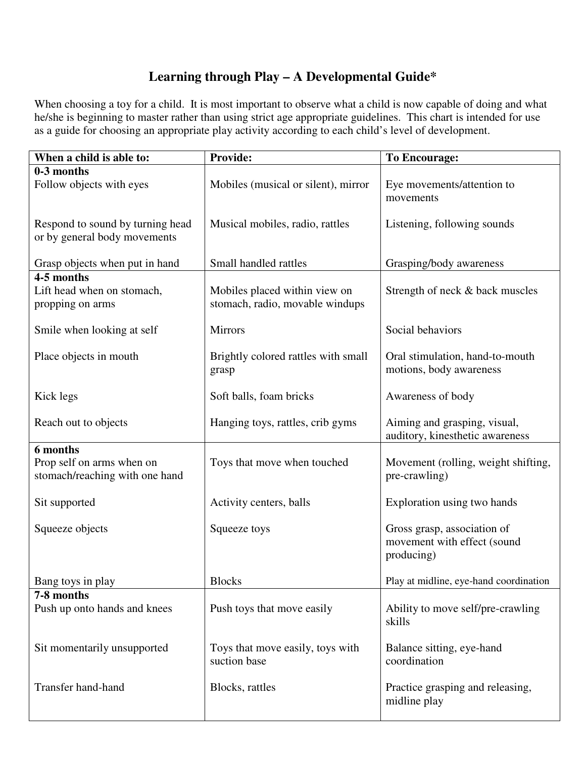# Learning through Play – A Developmental Guide*

When choosing a toy for a child. It is most important to observe what a child is now capable of doing and what he/she is beginning to master rather than using strict age appropriate guidelines. This chart is intended for use as a guide for choosing an appropriate play activity according to each child's level of development.

| When a child is able to: | Provide: | To Encourage: |
|---|---|---|
| **0-3 months** | | |
| Follow objects with eyes | Mobiles (musical or silent), mirror | Eye movements/attention to movements |
| Respond to sound by turning head or by general body movements | Musical mobiles, radio, rattles | Listening, following sounds |
| Grasp objects when put in hand | Small handled rattles | Grasping/body awareness |
| **4-5 months** | | |
| Lift head when on stomach, propping on arms | Mobiles placed within view on stomach, radio, movable windups | Strength of neck & back muscles |
| Smile when looking at self | Mirrors | Social behaviors |
| Place objects in mouth | Brightly colored rattles with small grasp | Oral stimulation, hand-to-mouth motions, body awareness |
| Kick legs | Soft balls, foam bricks | Awareness of body |
| Reach out to objects | Hanging toys, rattles, crib gyms | Aiming and grasping, visual, auditory, kinesthetic awareness |
| **6 months** | | |
| Prop self on arms when on stomach/reaching with one hand | Toys that move when touched | Movement (rolling, weight shifting, pre-crawling) |
| Sit supported | Activity centers, balls | Exploration using two hands |
| Squeeze objects | Squeeze toys | Gross grasp, association of movement with effect (sound producing) |
| Bang toys in play | Blocks | Play at midline, eye-hand coordination |
| **7-8 months** | | |
| Push up onto hands and knees | Push toys that move easily | Ability to move self/pre-crawling skills |
| Sit momentarily unsupported | Toys that move easily, toys with suction base | Balance sitting, eye-hand coordination |
| Transfer hand-hand | Blocks, rattles | Practice grasping and releasing, midline play |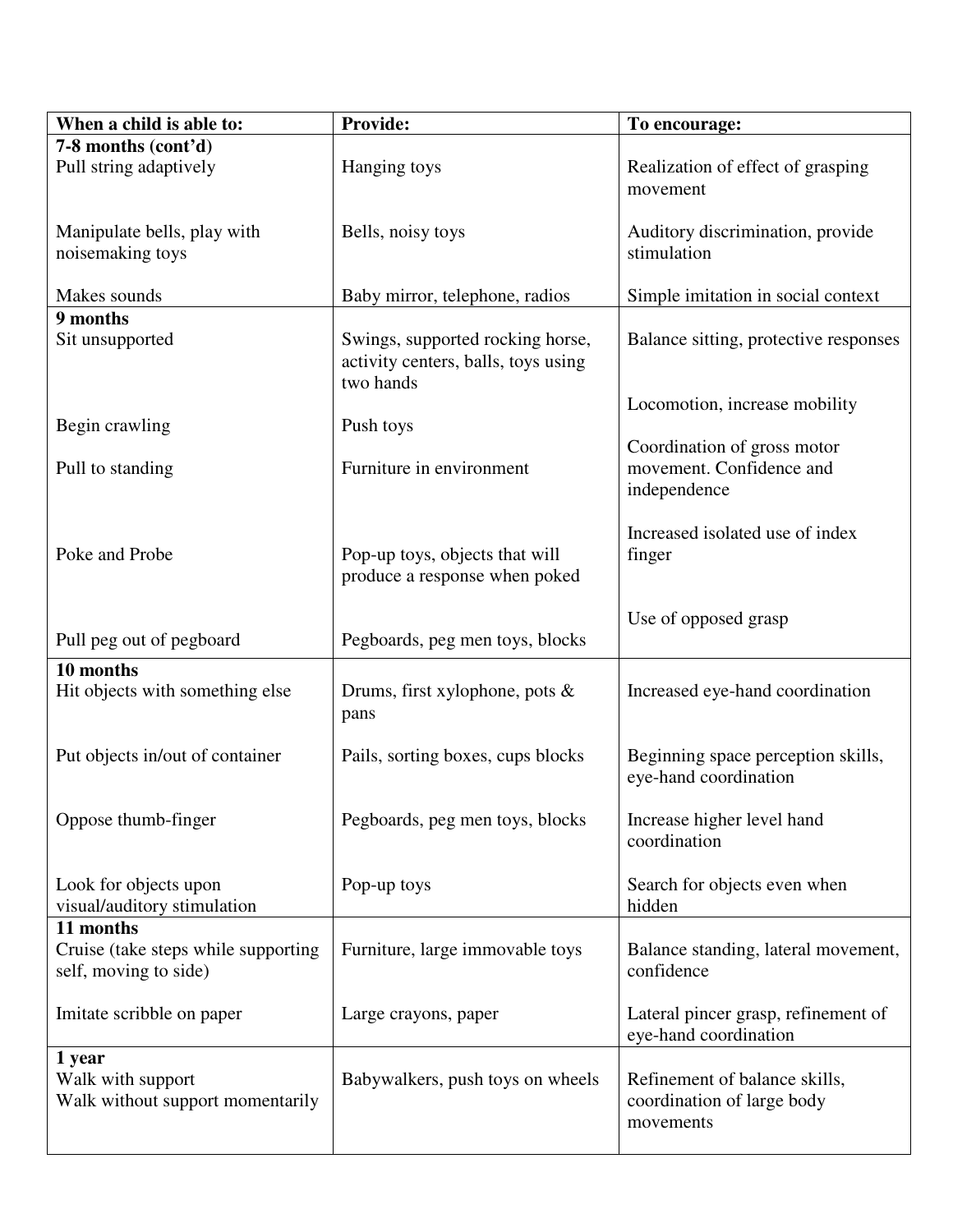| When a child is able to: | Provide: | To encourage: |
| --- | --- | --- |
| **7-8 months (cont'd)** | | |
| Pull string adaptively | Hanging toys | Realization of effect of grasping movement |
| Manipulate bells, play with noisemaking toys | Bells, noisy toys | Auditory discrimination, provide stimulation |
| Makes sounds | Baby mirror, telephone, radios | Simple imitation in social context |
| **9 months** | | |
| Sit unsupported | Swings, supported rocking horse, activity centers, balls, toys using two hands | Balance sitting, protective responses |
| Begin crawling | Push toys | Locomotion, increase mobility |
| Pull to standing | Furniture in environment | Coordination of gross motor movement. Confidence and independence |
| Poke and Probe | Pop-up toys, objects that will produce a response when poked | Increased isolated use of index finger |
| Pull peg out of pegboard | Pegboards, peg men toys, blocks | Use of opposed grasp |
| **10 months** | | |
| Hit objects with something else | Drums, first xylophone, pots & pans | Increased eye-hand coordination |
| Put objects in/out of container | Pails, sorting boxes, cups blocks | Beginning space perception skills, eye-hand coordination |
| Oppose thumb-finger | Pegboards, peg men toys, blocks | Increase higher level hand coordination |
| Look for objects upon visual/auditory stimulation | Pop-up toys | Search for objects even when hidden |
| **11 months** | | |
| Cruise (take steps while supporting self, moving to side) | Furniture, large immovable toys | Balance standing, lateral movement, confidence |
| Imitate scribble on paper | Large crayons, paper | Lateral pincer grasp, refinement of eye-hand coordination |
| **1 year** | | |
| Walk with support<br>Walk without support momentarily | Babywalkers, push toys on wheels | Refinement of balance skills, coordination of large body movements |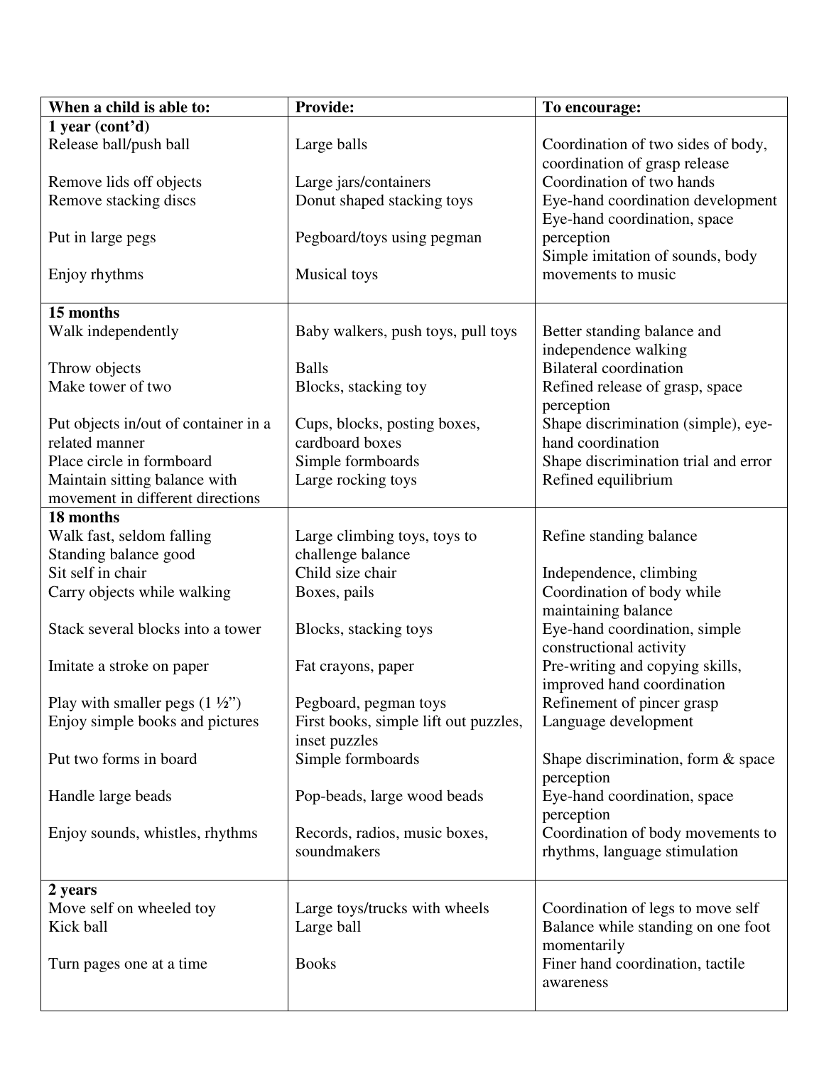| When a child is able to: | Provide: | To encourage: |
|---|---|---|
| **1 year (cont'd)** | | |
| Release ball/push ball | Large balls | Coordination of two sides of body, coordination of grasp release |
| Remove lids off objects | Large jars/containers | Coordination of two hands |
| Remove stacking discs | Donut shaped stacking toys | Eye-hand coordination development |
| Put in large pegs | Pegboard/toys using pegman | Eye-hand coordination, space perception |
| Enjoy rhythms | Musical toys | Simple imitation of sounds, body movements to music |
| **15 months** | | |
| Walk independently | Baby walkers, push toys, pull toys | Better standing balance and independence walking |
| Throw objects | Balls | Bilateral coordination |
| Make tower of two | Blocks, stacking toy | Refined release of grasp, space perception |
| Put objects in/out of container in a related manner | Cups, blocks, posting boxes, cardboard boxes | Shape discrimination (simple), eye-hand coordination |
| Place circle in formboard | Simple formboards | Shape discrimination trial and error |
| Maintain sitting balance with movement in different directions | Large rocking toys | Refined equilibrium |
| **18 months** | | |
| Walk fast, seldom falling<br>Standing balance good | Large climbing toys, toys to challenge balance | Refine standing balance |
| Sit self in chair | Child size chair | Independence, climbing |
| Carry objects while walking | Boxes, pails | Coordination of body while maintaining balance |
| Stack several blocks into a tower | Blocks, stacking toys | Eye-hand coordination, simple constructional activity |
| Imitate a stroke on paper | Fat crayons, paper | Pre-writing and copying skills, improved hand coordination |
| Play with smaller pegs (1 ½") | Pegboard, pegman toys | Refinement of pincer grasp |
| Enjoy simple books and pictures | First books, simple lift out puzzles, inset puzzles | Language development |
| Put two forms in board | Simple formboards | Shape discrimination, form & space perception |
| Handle large beads | Pop-beads, large wood beads | Eye-hand coordination, space perception |
| Enjoy sounds, whistles, rhythms | Records, radios, music boxes, soundmakers | Coordination of body movements to rhythms, language stimulation |
| **2 years** | | |
| Move self on wheeled toy | Large toys/trucks with wheels | Coordination of legs to move self |
| Kick ball | Large ball | Balance while standing on one foot momentarily |
| Turn pages one at a time | Books | Finer hand coordination, tactile awareness |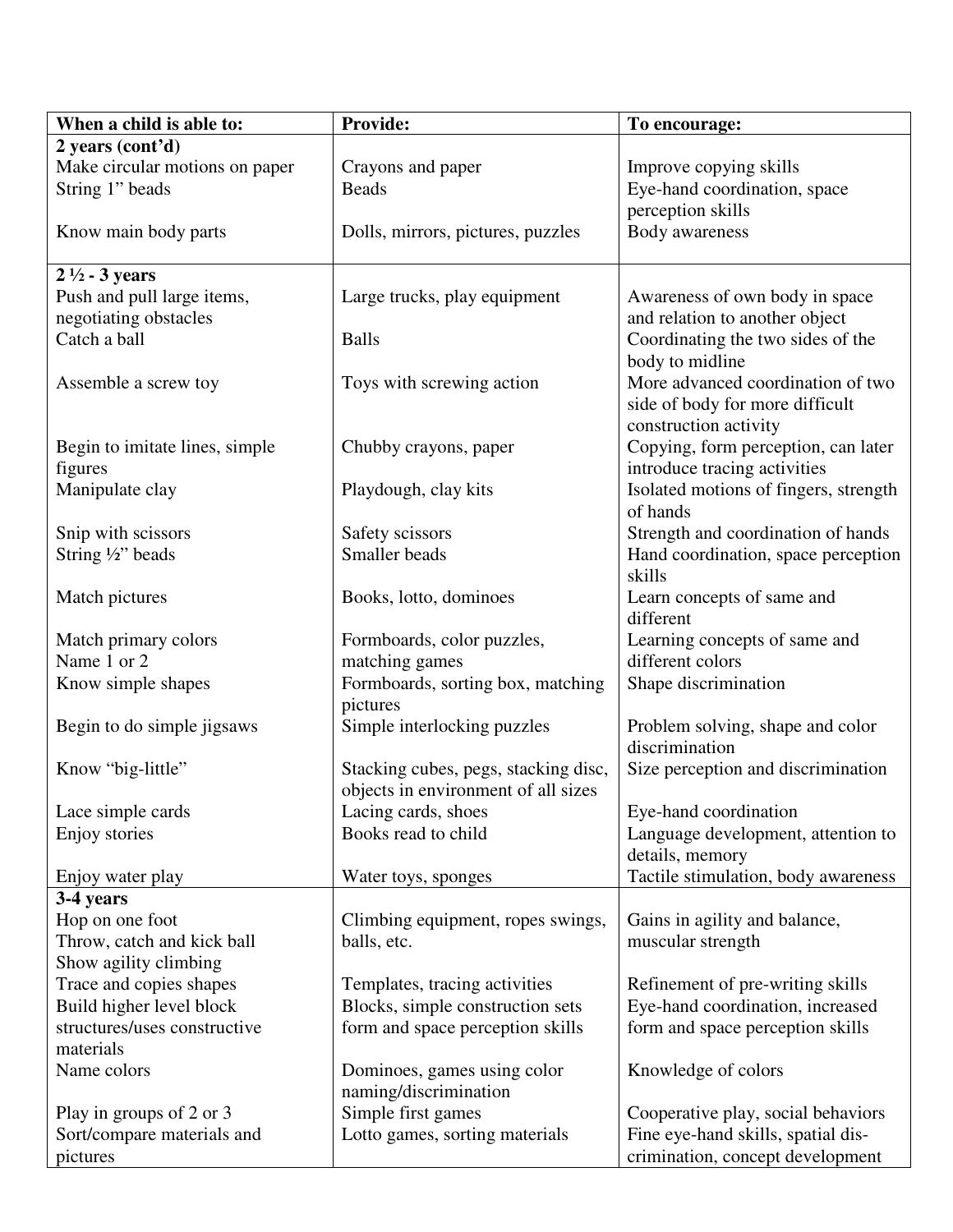| When a child is able to: | Provide: | To encourage: |
| --- | --- | --- |
| **2 years (cont'd)** | | |
| Make circular motions on paper | Crayons and paper | Improve copying skills |
| String 1" beads | Beads | Eye-hand coordination, space perception skills |
| Know main body parts | Dolls, mirrors, pictures, puzzles | Body awareness |
| **2 ½ - 3 years** | | |
| Push and pull large items, negotiating obstacles | Large trucks, play equipment | Awareness of own body in space and relation to another object |
| Catch a ball | Balls | Coordinating the two sides of the body to midline |
| Assemble a screw toy | Toys with screwing action | More advanced coordination of two side of body for more difficult construction activity |
| Begin to imitate lines, simple figures | Chubby crayons, paper | Copying, form perception, can later introduce tracing activities |
| Manipulate clay | Playdough, clay kits | Isolated motions of fingers, strength of hands |
| Snip with scissors | Safety scissors | Strength and coordination of hands |
| String ½" beads | Smaller beads | Hand coordination, space perception skills |
| Match pictures | Books, lotto, dominoes | Learn concepts of same and different |
| Match primary colors<br>Name 1 or 2 | Formboards, color puzzles, matching games | Learning concepts of same and different colors |
| Know simple shapes | Formboards, sorting box, matching pictures | Shape discrimination |
| Begin to do simple jigsaws | Simple interlocking puzzles | Problem solving, shape and color discrimination |
| Know "big-little" | Stacking cubes, pegs, stacking disc, objects in environment of all sizes | Size perception and discrimination |
| Lace simple cards | Lacing cards, shoes | Eye-hand coordination |
| Enjoy stories | Books read to child | Language development, attention to details, memory |
| Enjoy water play | Water toys, sponges | Tactile stimulation, body awareness |
| **3-4 years** | | |
| Hop on one foot<br>Throw, catch and kick ball<br>Show agility climbing | Climbing equipment, ropes swings, balls, etc. | Gains in agility and balance, muscular strength |
| Trace and copies shapes | Templates, tracing activities | Refinement of pre-writing skills |
| Build higher level block structures/uses constructive materials | Blocks, simple construction sets form and space perception skills | Eye-hand coordination, increased form and space perception skills |
| Name colors | Dominoes, games using color naming/discrimination | Knowledge of colors |
| Play in groups of 2 or 3 | Simple first games | Cooperative play, social behaviors |
| Sort/compare materials and pictures | Lotto games, sorting materials | Fine eye-hand skills, spatial dis-crimination, concept development |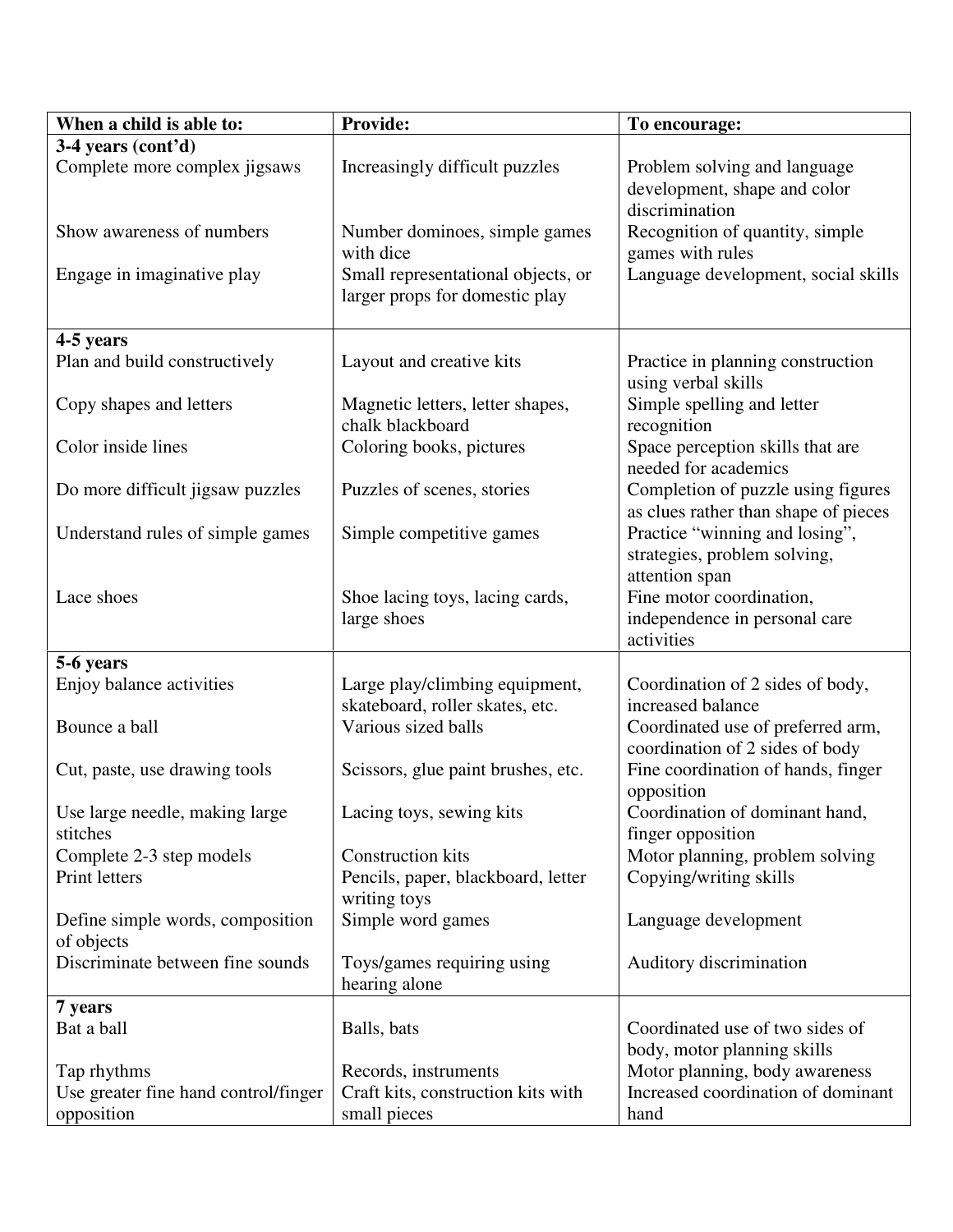| When a child is able to: | Provide: | To encourage: |
| --- | --- | --- |
| **3-4 years (cont'd)** | | |
| Complete more complex jigsaws | Increasingly difficult puzzles | Problem solving and language development, shape and color discrimination |
| Show awareness of numbers | Number dominoes, simple games with dice | Recognition of quantity, simple games with rules |
| Engage in imaginative play | Small representational objects, or larger props for domestic play | Language development, social skills |
| **4-5 years** | | |
| Plan and build constructively | Layout and creative kits | Practice in planning construction using verbal skills |
| Copy shapes and letters | Magnetic letters, letter shapes, chalk blackboard | Simple spelling and letter recognition |
| Color inside lines | Coloring books, pictures | Space perception skills that are needed for academics |
| Do more difficult jigsaw puzzles | Puzzles of scenes, stories | Completion of puzzle using figures as clues rather than shape of pieces |
| Understand rules of simple games | Simple competitive games | Practice "winning and losing", strategies, problem solving, attention span |
| Lace shoes | Shoe lacing toys, lacing cards, large shoes | Fine motor coordination, independence in personal care activities |
| **5-6 years** | | |
| Enjoy balance activities | Large play/climbing equipment, skateboard, roller skates, etc. | Coordination of 2 sides of body, increased balance |
| Bounce a ball | Various sized balls | Coordinated use of preferred arm, coordination of 2 sides of body |
| Cut, paste, use drawing tools | Scissors, glue paint brushes, etc. | Fine coordination of hands, finger opposition |
| Use large needle, making large stitches | Lacing toys, sewing kits | Coordination of dominant hand, finger opposition |
| Complete 2-3 step models | Construction kits | Motor planning, problem solving |
| Print letters | Pencils, paper, blackboard, letter writing toys | Copying/writing skills |
| Define simple words, composition of objects | Simple word games | Language development |
| Discriminate between fine sounds | Toys/games requiring using hearing alone | Auditory discrimination |
| **7 years** | | |
| Bat a ball | Balls, bats | Coordinated use of two sides of body, motor planning skills |
| Tap rhythms | Records, instruments | Motor planning, body awareness |
| Use greater fine hand control/finger opposition | Craft kits, construction kits with small pieces | Increased coordination of dominant hand |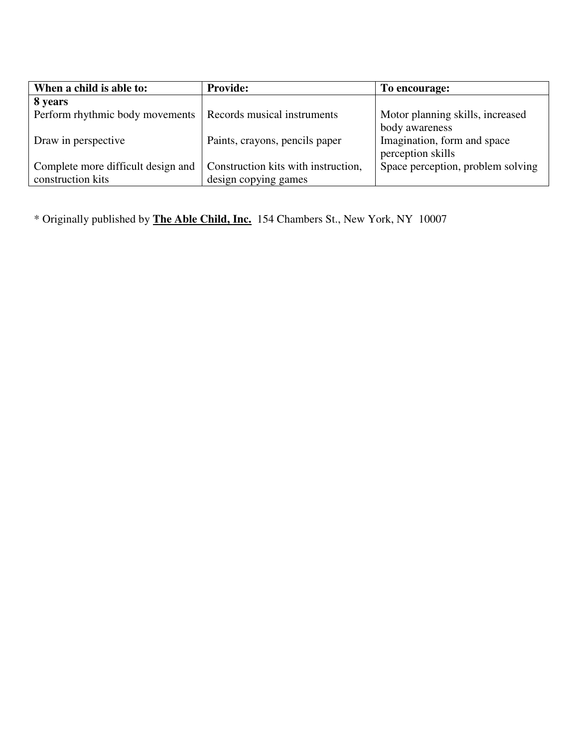| When a child is able to: | Provide: | To encourage: |
|---|---|---|
| **8 years** | | |
| Perform rhythmic body movements | Records musical instruments | Motor planning skills, increased body awareness |
| Draw in perspective | Paints, crayons, pencils paper | Imagination, form and space perception skills |
| Complete more difficult design and construction kits | Construction kits with instruction, design copying games | Space perception, problem solving |

* Originally published by **<u>The Able Child, Inc.</u>** 154 Chambers St., New York, NY 10007